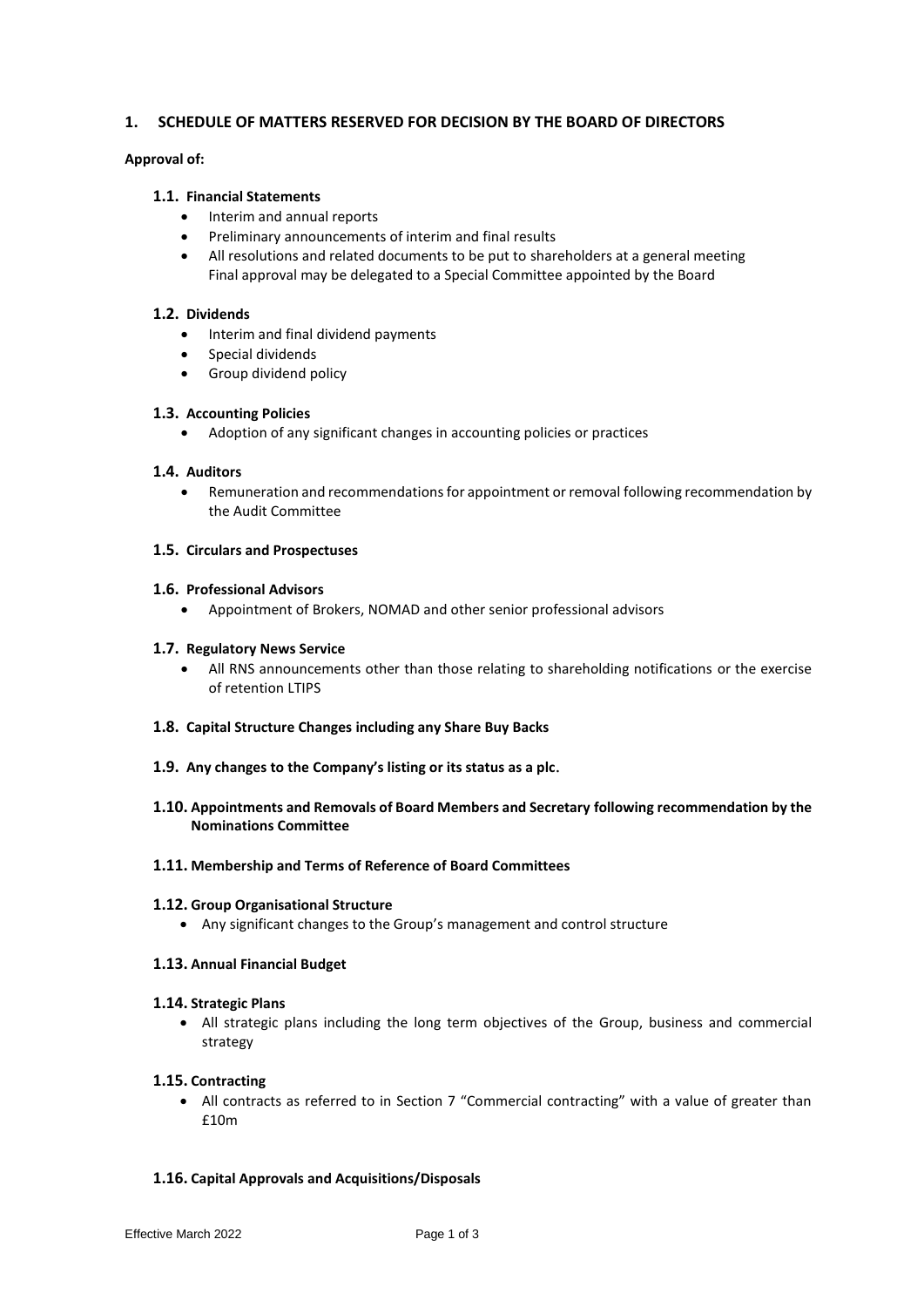## 1. SCHEDULE OF MATTERS RESERVED FOR DECISION BY THE BOARD OF DIRECTORS

**Approval of:**

### 1.1. Financial Statements

- Interim and annual reports
- Preliminary announcements of interim and final results
- All resolutions and related documents to be put to shareholders at a general meeting
  Final approval may be delegated to a Special Committee appointed by the Board

### 1.2. Dividends

- Interim and final dividend payments
- Special dividends
- Group dividend policy

### 1.3. Accounting Policies

- Adoption of any significant changes in accounting policies or practices

### 1.4. Auditors

- Remuneration and recommendations for appointment or removal following recommendation by the Audit Committee

### 1.5. Circulars and Prospectuses

### 1.6. Professional Advisors

- Appointment of Brokers, NOMAD and other senior professional advisors

### 1.7. Regulatory News Service

- All RNS announcements other than those relating to shareholding notifications or the exercise of retention LTIPS

### 1.8. Capital Structure Changes including any Share Buy Backs

### 1.9. Any changes to the Company's listing or its status as a plc.

### 1.10. Appointments and Removals of Board Members and Secretary following recommendation by the Nominations Committee

### 1.11. Membership and Terms of Reference of Board Committees

### 1.12. Group Organisational Structure

- Any significant changes to the Group's management and control structure

### 1.13. Annual Financial Budget

### 1.14. Strategic Plans

- All strategic plans including the long term objectives of the Group, business and commercial strategy

### 1.15. Contracting

- All contracts as referred to in Section 7 "Commercial contracting" with a value of greater than £10m

### 1.16. Capital Approvals and Acquisitions/Disposals

Effective March 2022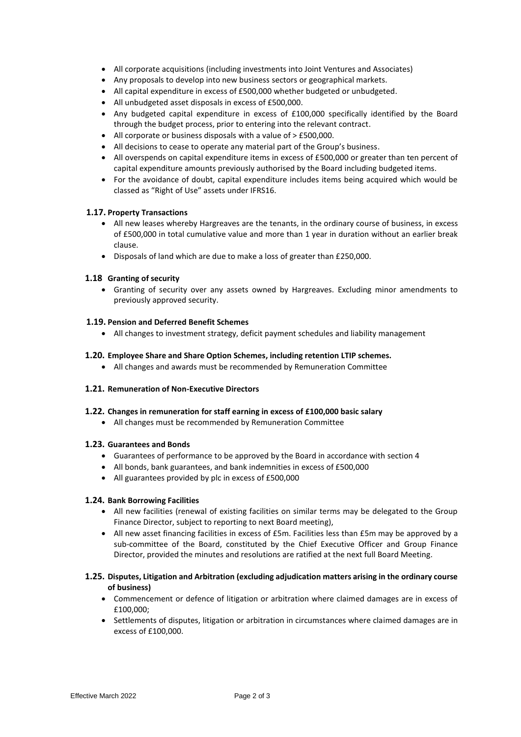- All corporate acquisitions (including investments into Joint Ventures and Associates)
- Any proposals to develop into new business sectors or geographical markets.
- All capital expenditure in excess of £500,000 whether budgeted or unbudgeted.
- All unbudgeted asset disposals in excess of £500,000.
- Any budgeted capital expenditure in excess of £100,000 specifically identified by the Board through the budget process, prior to entering into the relevant contract.
- All corporate or business disposals with a value of > £500,000.
- All decisions to cease to operate any material part of the Group's business.
- All overspends on capital expenditure items in excess of £500,000 or greater than ten percent of capital expenditure amounts previously authorised by the Board including budgeted items.
- For the avoidance of doubt, capital expenditure includes items being acquired which would be classed as "Right of Use" assets under IFRS16.

### 1.17. Property Transactions

- All new leases whereby Hargreaves are the tenants, in the ordinary course of business, in excess of £500,000 in total cumulative value and more than 1 year in duration without an earlier break clause.
- Disposals of land which are due to make a loss of greater than £250,000.

### 1.18 Granting of security

- Granting of security over any assets owned by Hargreaves. Excluding minor amendments to previously approved security.

### 1.19. Pension and Deferred Benefit Schemes

- All changes to investment strategy, deficit payment schedules and liability management

### 1.20. Employee Share and Share Option Schemes, including retention LTIP schemes.

- All changes and awards must be recommended by Remuneration Committee

### 1.21. Remuneration of Non-Executive Directors

### 1.22. Changes in remuneration for staff earning in excess of £100,000 basic salary

- All changes must be recommended by Remuneration Committee

### 1.23. Guarantees and Bonds

- Guarantees of performance to be approved by the Board in accordance with section 4
- All bonds, bank guarantees, and bank indemnities in excess of £500,000
- All guarantees provided by plc in excess of £500,000

### 1.24. Bank Borrowing Facilities

- All new facilities (renewal of existing facilities on similar terms may be delegated to the Group Finance Director, subject to reporting to next Board meeting),
- All new asset financing facilities in excess of £5m. Facilities less than £5m may be approved by a sub-committee of the Board, constituted by the Chief Executive Officer and Group Finance Director, provided the minutes and resolutions are ratified at the next full Board Meeting.

### 1.25. Disputes, Litigation and Arbitration (excluding adjudication matters arising in the ordinary course of business)

- Commencement or defence of litigation or arbitration where claimed damages are in excess of £100,000;
- Settlements of disputes, litigation or arbitration in circumstances where claimed damages are in excess of £100,000.

Effective March 2022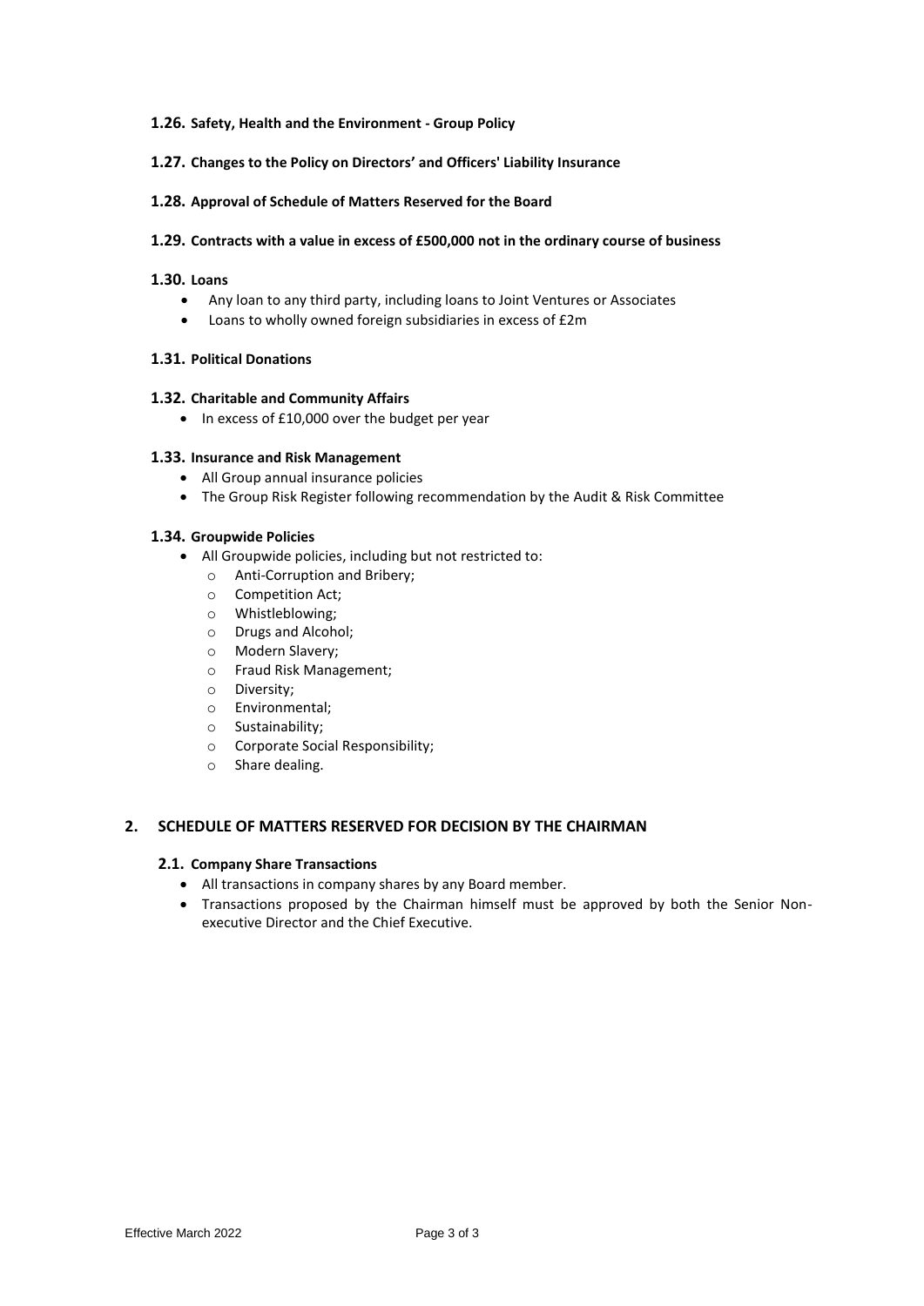### 1.26. Safety, Health and the Environment - Group Policy

### 1.27. Changes to the Policy on Directors' and Officers' Liability Insurance

### 1.28. Approval of Schedule of Matters Reserved for the Board

### 1.29. Contracts with a value in excess of £500,000 not in the ordinary course of business

### 1.30. Loans

- Any loan to any third party, including loans to Joint Ventures or Associates
- Loans to wholly owned foreign subsidiaries in excess of £2m

### 1.31. Political Donations

### 1.32. Charitable and Community Affairs

- In excess of £10,000 over the budget per year

### 1.33. Insurance and Risk Management

- All Group annual insurance policies
- The Group Risk Register following recommendation by the Audit & Risk Committee

### 1.34. Groupwide Policies

- All Groupwide policies, including but not restricted to:
  - Anti-Corruption and Bribery;
  - Competition Act;
  - Whistleblowing;
  - Drugs and Alcohol;
  - Modern Slavery;
  - Fraud Risk Management;
  - Diversity;
  - Environmental;
  - Sustainability;
  - Corporate Social Responsibility;
  - Share dealing.

## 2. SCHEDULE OF MATTERS RESERVED FOR DECISION BY THE CHAIRMAN

### 2.1. Company Share Transactions

- All transactions in company shares by any Board member.
- Transactions proposed by the Chairman himself must be approved by both the Senior Non-executive Director and the Chief Executive.

Effective March 2022